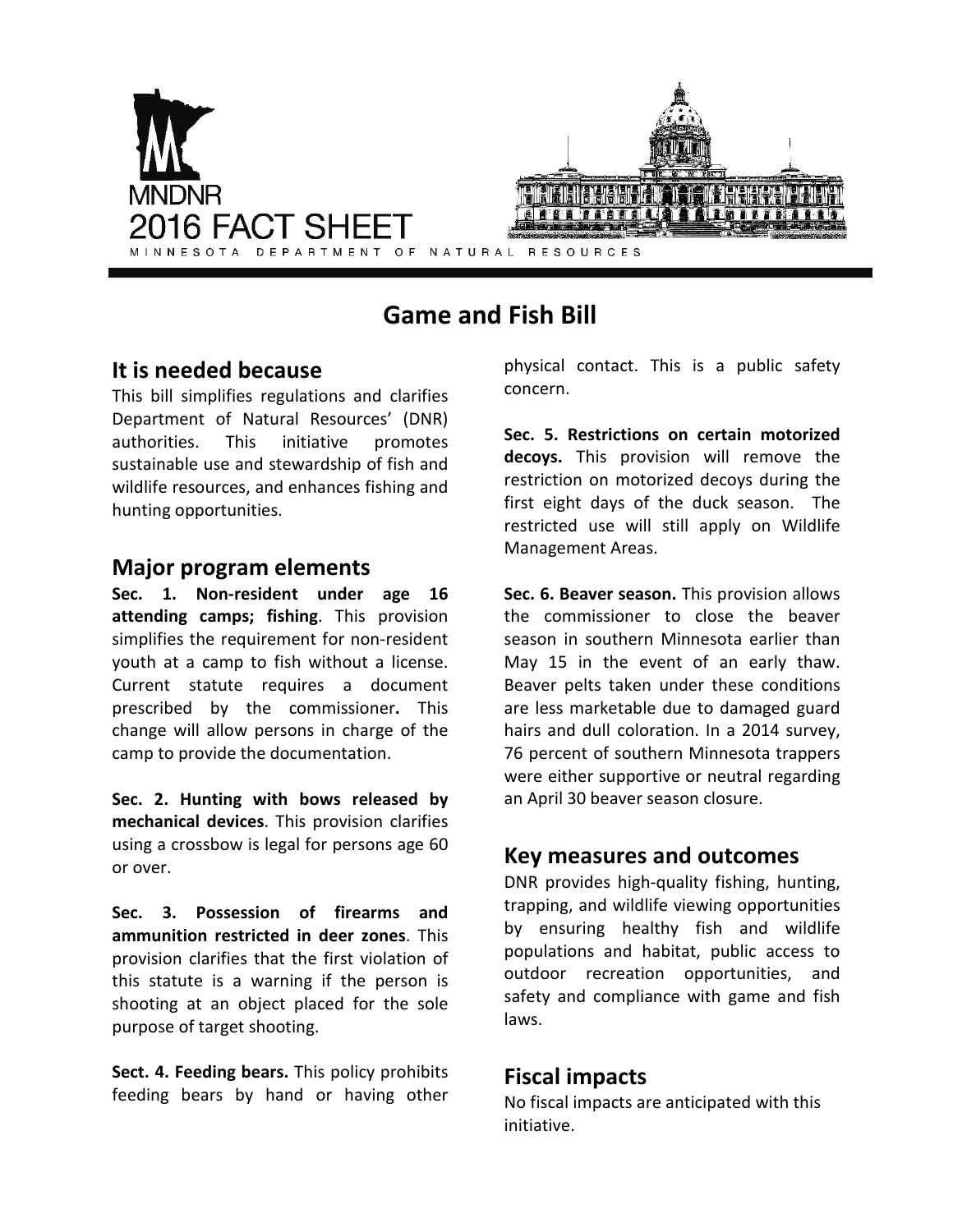MNDNR
2016 FACT SHEET
MINNESOTA DEPARTMENT OF NATURAL RESOURCES

# Game and Fish Bill

## It is needed because

This bill simplifies regulations and clarifies Department of Natural Resources' (DNR) authorities. This initiative promotes sustainable use and stewardship of fish and wildlife resources, and enhances fishing and hunting opportunities.

## Major program elements

**Sec. 1. Non-resident under age 16 attending camps; fishing**. This provision simplifies the requirement for non-resident youth at a camp to fish without a license. Current statute requires a document prescribed by the commissioner**.** This change will allow persons in charge of the camp to provide the documentation.

**Sec. 2. Hunting with bows released by mechanical devices**. This provision clarifies using a crossbow is legal for persons age 60 or over.

**Sec. 3. Possession of firearms and ammunition restricted in deer zones**. This provision clarifies that the first violation of this statute is a warning if the person is shooting at an object placed for the sole purpose of target shooting.

**Sect. 4. Feeding bears.** This policy prohibits feeding bears by hand or having other physical contact. This is a public safety concern.

**Sec. 5. Restrictions on certain motorized decoys.** This provision will remove the restriction on motorized decoys during the first eight days of the duck season. The restricted use will still apply on Wildlife Management Areas.

**Sec. 6. Beaver season.** This provision allows the commissioner to close the beaver season in southern Minnesota earlier than May 15 in the event of an early thaw. Beaver pelts taken under these conditions are less marketable due to damaged guard hairs and dull coloration. In a 2014 survey, 76 percent of southern Minnesota trappers were either supportive or neutral regarding an April 30 beaver season closure.

## Key measures and outcomes

DNR provides high-quality fishing, hunting, trapping, and wildlife viewing opportunities by ensuring healthy fish and wildlife populations and habitat, public access to outdoor recreation opportunities, and safety and compliance with game and fish laws.

## Fiscal impacts

No fiscal impacts are anticipated with this initiative.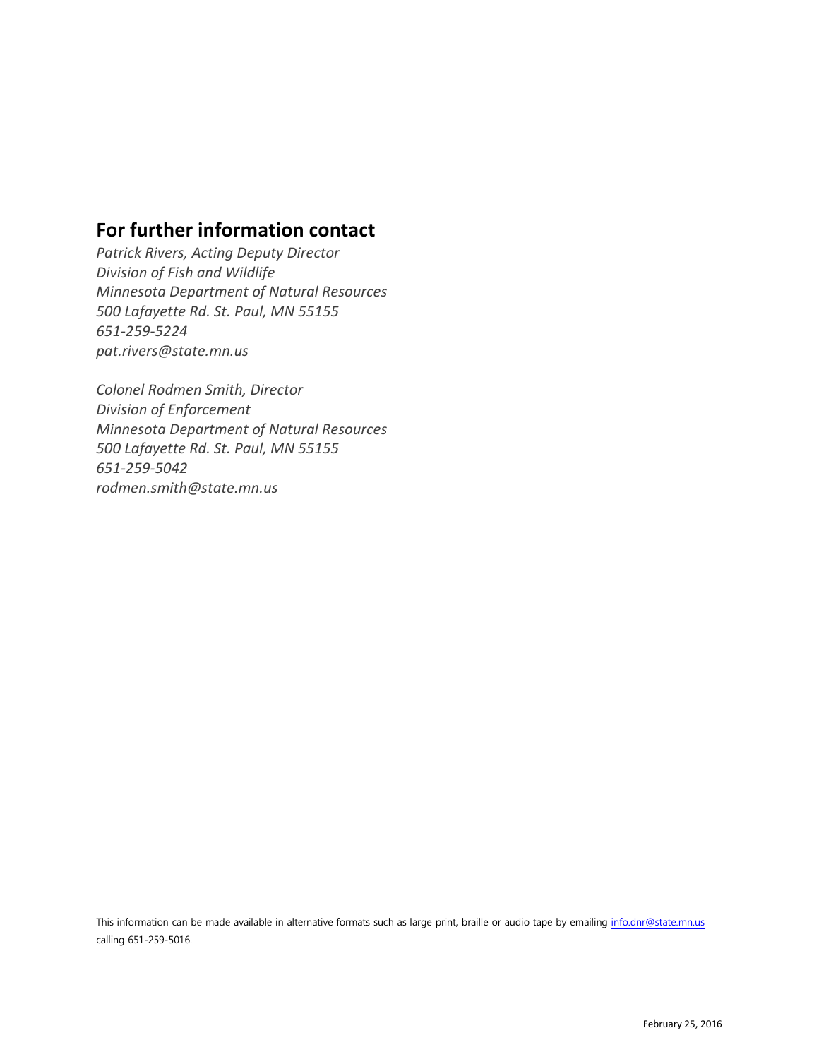## For further information contact

*Patrick Rivers, Acting Deputy Director*
*Division of Fish and Wildlife*
*Minnesota Department of Natural Resources*
*500 Lafayette Rd. St. Paul, MN 55155*
*651-259-5224*
*pat.rivers@state.mn.us*

*Colonel Rodmen Smith, Director*
*Division of Enforcement*
*Minnesota Department of Natural Resources*
*500 Lafayette Rd. St. Paul, MN 55155*
*651-259-5042*
*rodmen.smith@state.mn.us*

This information can be made available in alternative formats such as large print, braille or audio tape by emailing info.dnr@state.mn.us calling 651-259-5016.

February 25, 2016